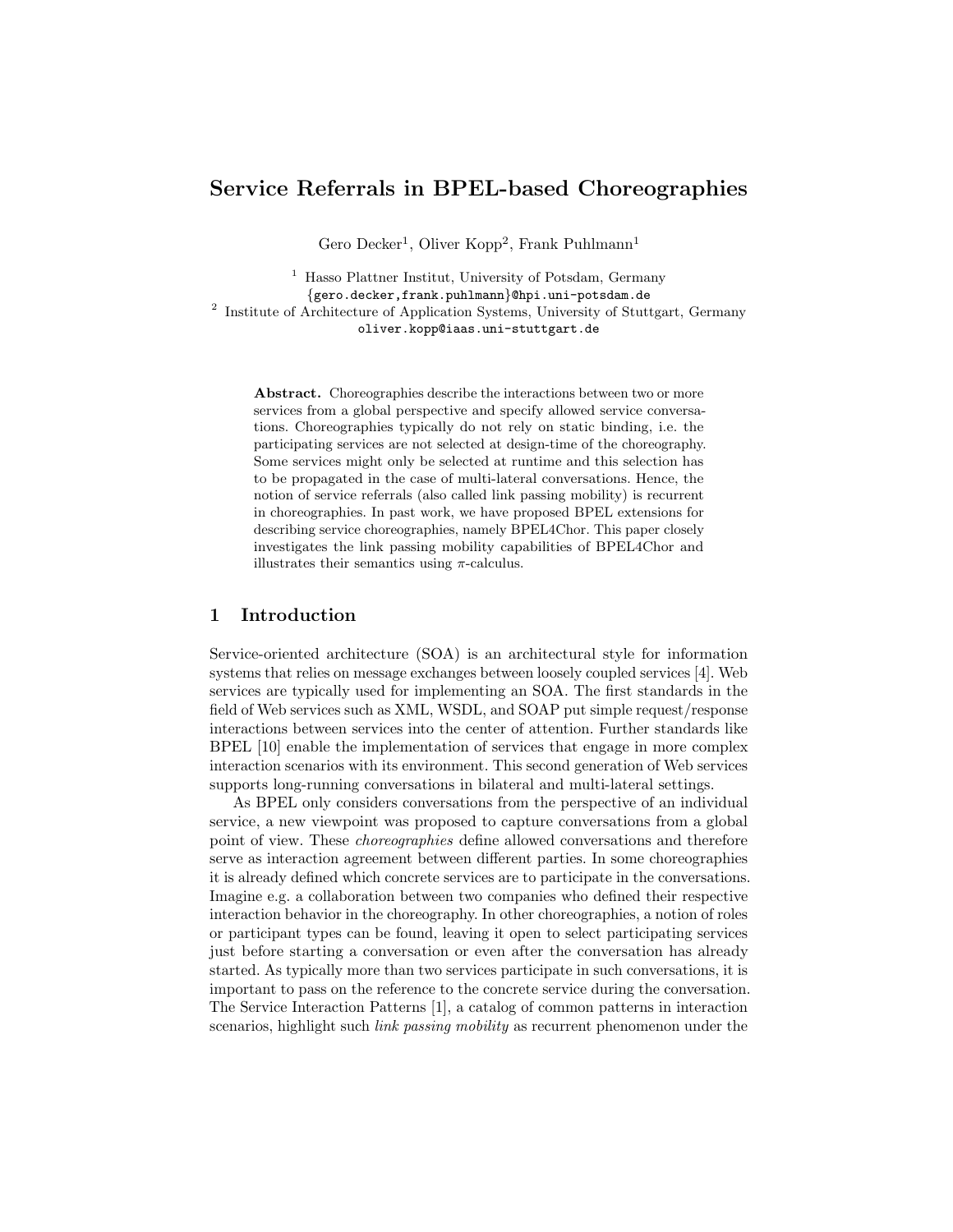# Service Referrals in BPEL-based Choreographies

Gero Decker[1], Oliver Kopp[2], Frank Puhlmann[1]

[1] Hasso Plattner Institut, University of Potsdam, Germany
{gero.decker,frank.puhlmann}@hpi.uni-potsdam.de
[2] Institute of Architecture of Application Systems, University of Stuttgart, Germany
oliver.kopp@iaas.uni-stuttgart.de

**Abstract.** Choreographies describe the interactions between two or more services from a global perspective and specify allowed service conversations. Choreographies typically do not rely on static binding, i.e. the participating services are not selected at design-time of the choreography. Some services might only be selected at runtime and this selection has to be propagated in the case of multi-lateral conversations. Hence, the notion of service referrals (also called link passing mobility) is recurrent in choreographies. In past work, we have proposed BPEL extensions for describing service choreographies, namely BPEL4Chor. This paper closely investigates the link passing mobility capabilities of BPEL4Chor and illustrates their semantics using $\pi$-calculus.

## 1 Introduction

Service-oriented architecture (SOA) is an architectural style for information systems that relies on message exchanges between loosely coupled services [4]. Web services are typically used for implementing an SOA. The first standards in the field of Web services such as XML, WSDL, and SOAP put simple request/response interactions between services into the center of attention. Further standards like BPEL [10] enable the implementation of services that engage in more complex interaction scenarios with its environment. This second generation of Web services supports long-running conversations in bilateral and multi-lateral settings.

As BPEL only considers conversations from the perspective of an individual service, a new viewpoint was proposed to capture conversations from a global point of view. These *choreographies* define allowed conversations and therefore serve as interaction agreement between different parties. In some choreographies it is already defined which concrete services are to participate in the conversations. Imagine e.g. a collaboration between two companies who defined their respective interaction behavior in the choreography. In other choreographies, a notion of roles or participant types can be found, leaving it open to select participating services just before starting a conversation or even after the conversation has already started. As typically more than two services participate in such conversations, it is important to pass on the reference to the concrete service during the conversation. The Service Interaction Patterns [1], a catalog of common patterns in interaction scenarios, highlight such *link passing mobility* as recurrent phenomenon under the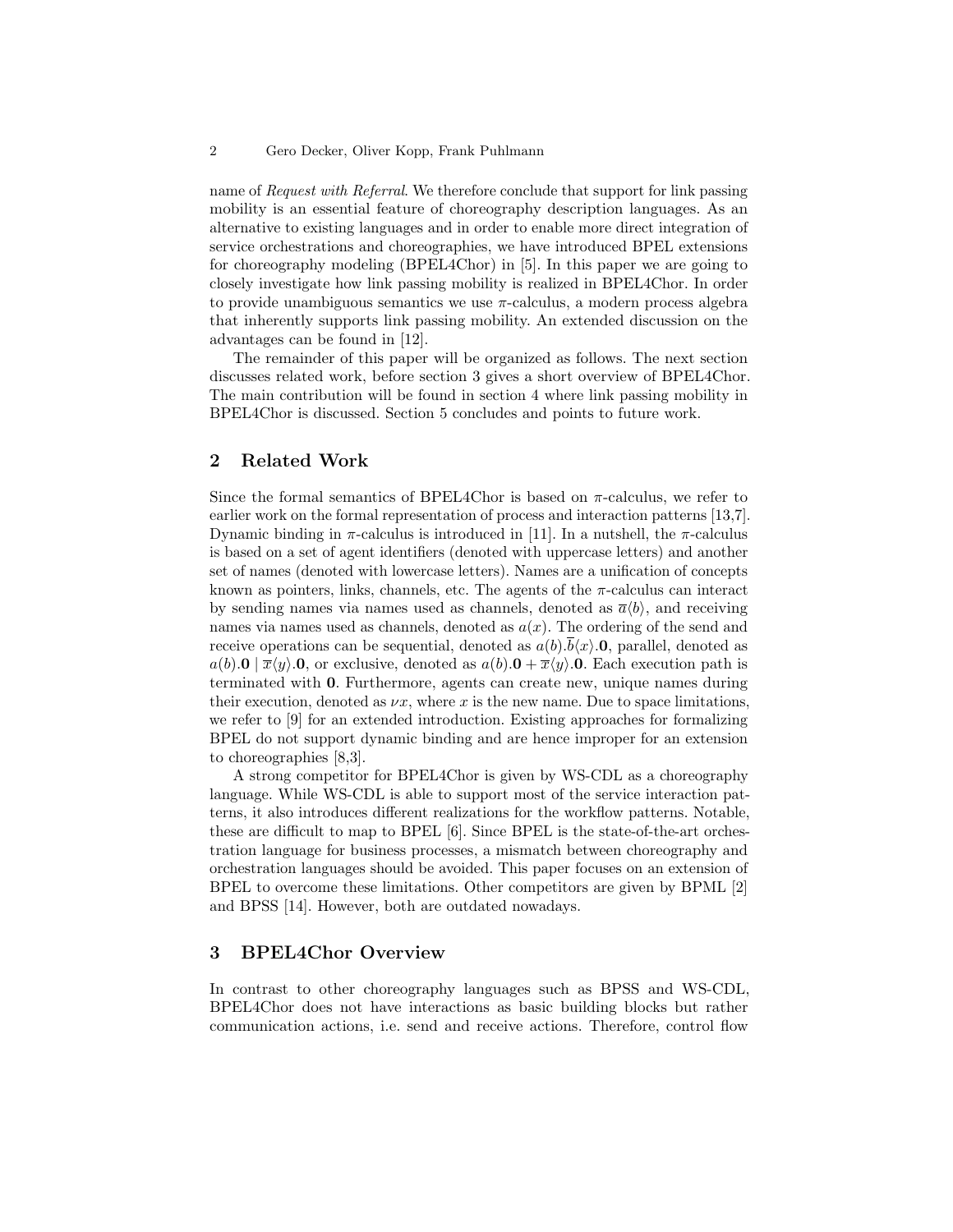name of *Request with Referral*. We therefore conclude that support for link passing mobility is an essential feature of choreography description languages. As an alternative to existing languages and in order to enable more direct integration of service orchestrations and choreographies, we have introduced BPEL extensions for choreography modeling (BPEL4Chor) in [5]. In this paper we are going to closely investigate how link passing mobility is realized in BPEL4Chor. In order to provide unambiguous semantics we use $\pi$-calculus, a modern process algebra that inherently supports link passing mobility. An extended discussion on the advantages can be found in [12].

The remainder of this paper will be organized as follows. The next section discusses related work, before section 3 gives a short overview of BPEL4Chor. The main contribution will be found in section 4 where link passing mobility in BPEL4Chor is discussed. Section 5 concludes and points to future work.

## 2 Related Work

Since the formal semantics of BPEL4Chor is based on $\pi$-calculus, we refer to earlier work on the formal representation of process and interaction patterns [13,7]. Dynamic binding in $\pi$-calculus is introduced in [11]. In a nutshell, the $\pi$-calculus is based on a set of agent identifiers (denoted with uppercase letters) and another set of names (denoted with lowercase letters). Names are a unification of concepts known as pointers, links, channels, etc. The agents of the $\pi$-calculus can interact by sending names via names used as channels, denoted as $\overline{a}\langle b \rangle$, and receiving names via names used as channels, denoted as $a(x)$. The ordering of the send and receive operations can be sequential, denoted as $a(b).\overline{b}\langle x \rangle.\mathbf{0}$, parallel, denoted as $a(b).\mathbf{0} \mid \overline{x}\langle y \rangle.\mathbf{0}$, or exclusive, denoted as $a(b).\mathbf{0} + \overline{x}\langle y \rangle.\mathbf{0}$. Each execution path is terminated with $\mathbf{0}$. Furthermore, agents can create new, unique names during their execution, denoted as $\nu x$, where $x$ is the new name. Due to space limitations, we refer to [9] for an extended introduction. Existing approaches for formalizing BPEL do not support dynamic binding and are hence improper for an extension to choreographies [8,3].

A strong competitor for BPEL4Chor is given by WS-CDL as a choreography language. While WS-CDL is able to support most of the service interaction patterns, it also introduces different realizations for the workflow patterns. Notable, these are difficult to map to BPEL [6]. Since BPEL is the state-of-the-art orchestration language for business processes, a mismatch between choreography and orchestration languages should be avoided. This paper focuses on an extension of BPEL to overcome these limitations. Other competitors are given by BPML [2] and BPSS [14]. However, both are outdated nowadays.

## 3 BPEL4Chor Overview

In contrast to other choreography languages such as BPSS and WS-CDL, BPEL4Chor does not have interactions as basic building blocks but rather communication actions, i.e. send and receive actions. Therefore, control flow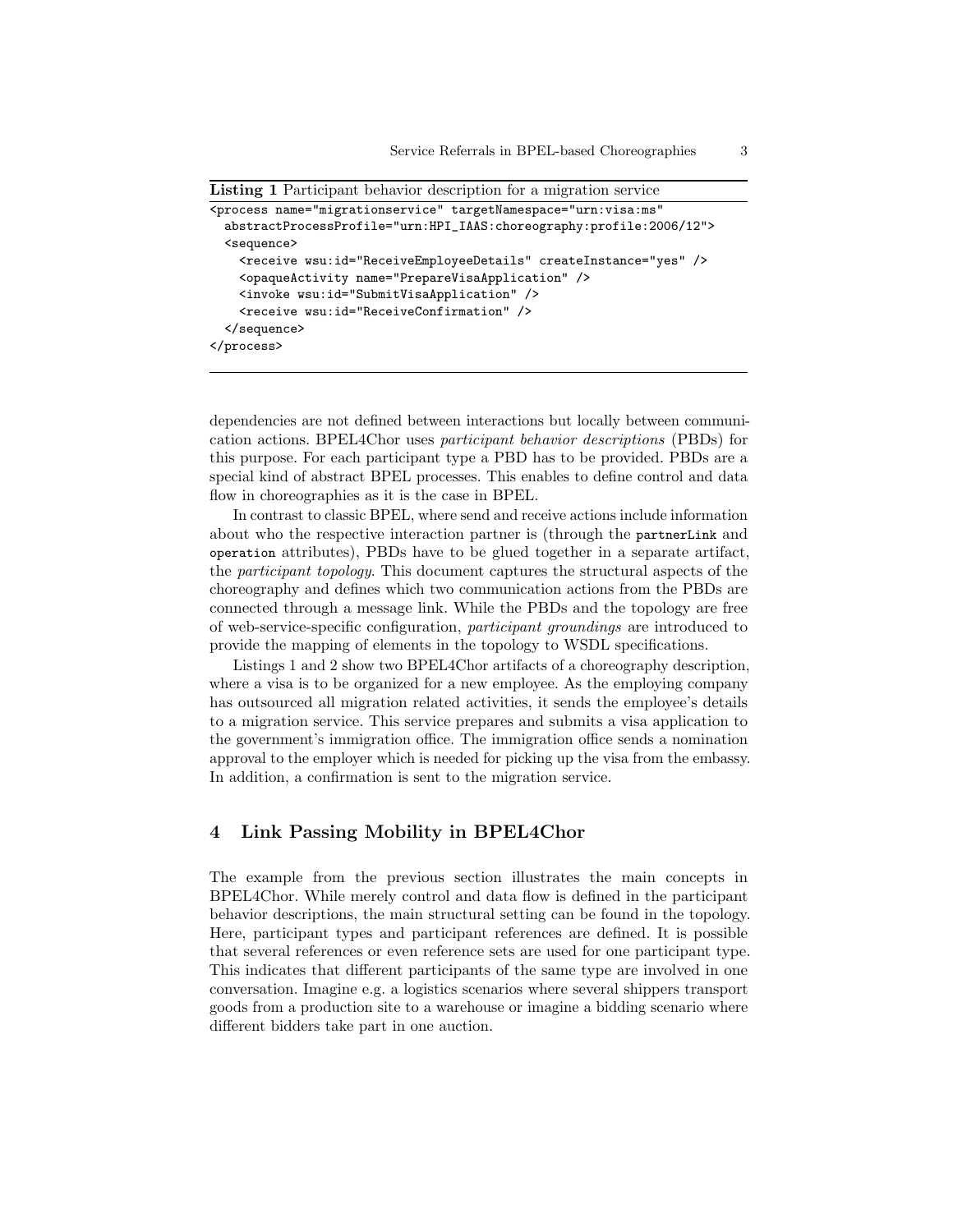**Listing 1** Participant behavior description for a migration service

```
<process name="migrationservice" targetNamespace="urn:visa:ms"
  abstractProcessProfile="urn:HPI_IAAS:choreography:profile:2006/12">
  <sequence>
    <receive wsu:id="ReceiveEmployeeDetails" createInstance="yes" />
    <opaqueActivity name="PrepareVisaApplication" />
    <invoke wsu:id="SubmitVisaApplication" />
    <receive wsu:id="ReceiveConfirmation" />
  </sequence>
</process>
```

dependencies are not defined between interactions but locally between communication actions. BPEL4Chor uses *participant behavior descriptions* (PBDs) for this purpose. For each participant type a PBD has to be provided. PBDs are a special kind of abstract BPEL processes. This enables to define control and data flow in choreographies as it is the case in BPEL.

In contrast to classic BPEL, where send and receive actions include information about who the respective interaction partner is (through the `partnerLink` and `operation` attributes), PBDs have to be glued together in a separate artifact, the *participant topology*. This document captures the structural aspects of the choreography and defines which two communication actions from the PBDs are connected through a message link. While the PBDs and the topology are free of web-service-specific configuration, *participant groundings* are introduced to provide the mapping of elements in the topology to WSDL specifications.

Listings 1 and 2 show two BPEL4Chor artifacts of a choreography description, where a visa is to be organized for a new employee. As the employing company has outsourced all migration related activities, it sends the employee's details to a migration service. This service prepares and submits a visa application to the government's immigration office. The immigration office sends a nomination approval to the employer which is needed for picking up the visa from the embassy. In addition, a confirmation is sent to the migration service.

## 4 Link Passing Mobility in BPEL4Chor

The example from the previous section illustrates the main concepts in BPEL4Chor. While merely control and data flow is defined in the participant behavior descriptions, the main structural setting can be found in the topology. Here, participant types and participant references are defined. It is possible that several references or even reference sets are used for one participant type. This indicates that different participants of the same type are involved in one conversation. Imagine e.g. a logistics scenarios where several shippers transport goods from a production site to a warehouse or imagine a bidding scenario where different bidders take part in one auction.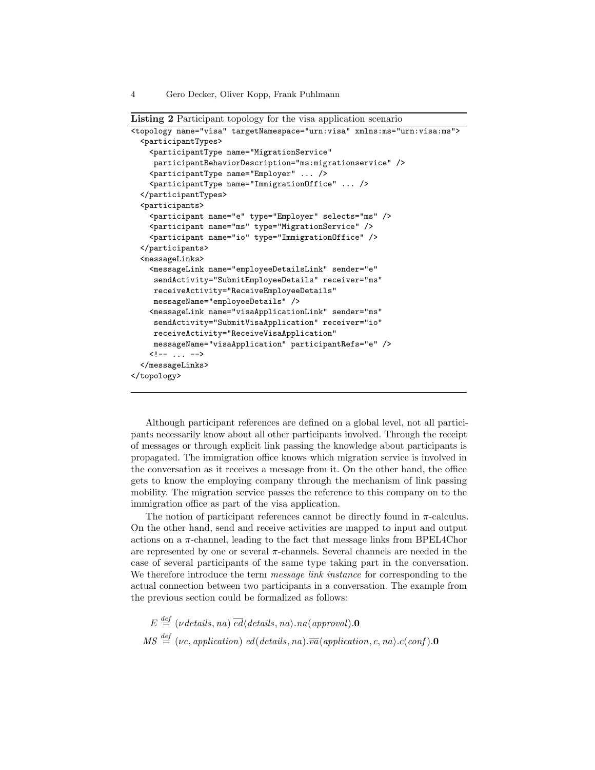**Listing 2** Participant topology for the visa application scenario

```
<topology name="visa" targetNamespace="urn:visa" xmlns:ms="urn:visa:ms">
  <participantTypes>
    <participantType name="MigrationService"
     participantBehaviorDescription="ms:migrationservice" />
    <participantType name="Employer" ... />
    <participantType name="ImmigrationOffice" ... />
  </participantTypes>
  <participants>
    <participant name="e" type="Employer" selects="ms" />
    <participant name="ms" type="MigrationService" />
    <participant name="io" type="ImmigrationOffice" />
  </participants>
  <messageLinks>
    <messageLink name="employeeDetailsLink" sender="e"
     sendActivity="SubmitEmployeeDetails" receiver="ms"
     receiveActivity="ReceiveEmployeeDetails"
     messageName="employeeDetails" />
    <messageLink name="visaApplicationLink" sender="ms"
     sendActivity="SubmitVisaApplication" receiver="io"
     receiveActivity="ReceiveVisaApplication"
     messageName="visaApplication" participantRefs="e" />
    <!-- ... -->
  </messageLinks>
</topology>
```

Although participant references are defined on a global level, not all participants necessarily know about all other participants involved. Through the receipt of messages or through explicit link passing the knowledge about participants is propagated. The immigration office knows which migration service is involved in the conversation as it receives a message from it. On the other hand, the office gets to know the employing company through the mechanism of link passing mobility. The migration service passes the reference to this company on to the immigration office as part of the visa application.

The notion of participant references cannot be directly found in $\pi$-calculus. On the other hand, send and receive activities are mapped to input and output actions on a $\pi$-channel, leading to the fact that message links from BPEL4Chor are represented by one or several $\pi$-channels. Several channels are needed in the case of several participants of the same type taking part in the conversation. We therefore introduce the term *message link instance* for corresponding to the actual connection between two participants in a conversation. The example from the previous section could be formalized as follows:

$$E \stackrel{def}{=} (\nu details, na)\ \overline{ed}\langle details, na\rangle.na(approval).\mathbf{0}$$

$$MS \stackrel{def}{=} (\nu c, application)\ ed(details, na).\overline{va}\langle application, c, na\rangle.c(conf).\mathbf{0}$$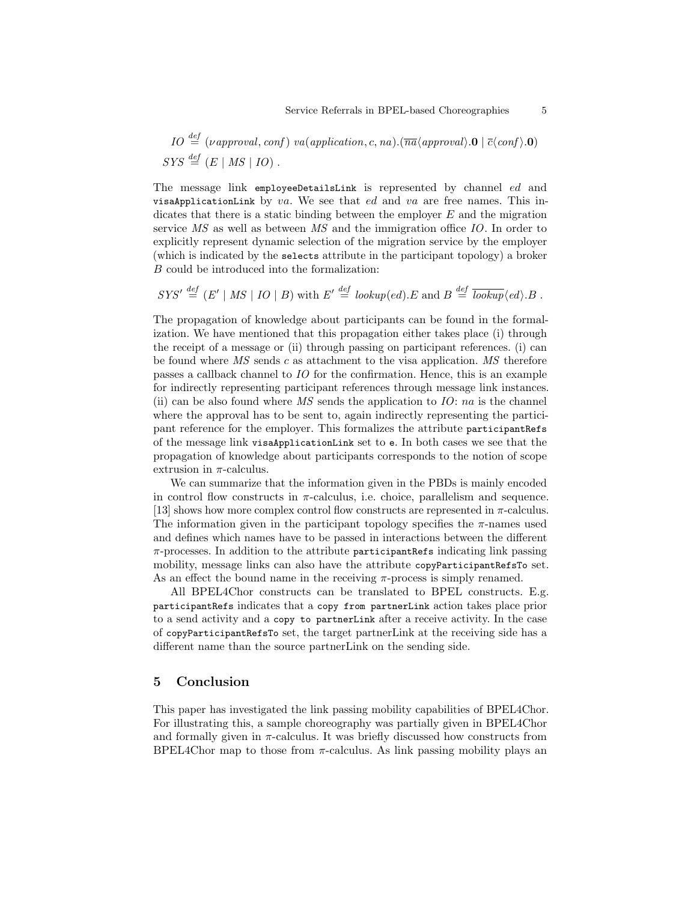$$IO \stackrel{def}{=} (\nu \, approval, conf) \; va(application, c, na).(\overline{na}\langle approval\rangle.\mathbf{0} \mid \overline{c}\langle conf\rangle.\mathbf{0})$$

$$SYS \stackrel{def}{=} (E \mid MS \mid IO) \; .$$

The message link `employeeDetailsLink` is represented by channel $ed$ and `visaApplicationLink` by $va$. We see that $ed$ and $va$ are free names. This indicates that there is a static binding between the employer $E$ and the migration service $MS$ as well as between $MS$ and the immigration office $IO$. In order to explicitly represent dynamic selection of the migration service by the employer (which is indicated by the `selects` attribute in the participant topology) a broker $B$ could be introduced into the formalization:

$$SYS' \stackrel{def}{=} (E' \mid MS \mid IO \mid B) \text{ with } E' \stackrel{def}{=} lookup(ed).E \text{ and } B \stackrel{def}{=} \overline{lookup}\langle ed\rangle.B \; .$$

The propagation of knowledge about participants can be found in the formalization. We have mentioned that this propagation either takes place (i) through the receipt of a message or (ii) through passing on participant references. (i) can be found where $MS$ sends $c$ as attachment to the visa application. $MS$ therefore passes a callback channel to $IO$ for the confirmation. Hence, this is an example for indirectly representing participant references through message link instances. (ii) can be also found where $MS$ sends the application to $IO$: $na$ is the channel where the approval has to be sent to, again indirectly representing the participant reference for the employer. This formalizes the attribute `participantRefs` of the message link `visaApplicationLink` set to `e`. In both cases we see that the propagation of knowledge about participants corresponds to the notion of scope extrusion in $\pi$-calculus.

We can summarize that the information given in the PBDs is mainly encoded in control flow constructs in $\pi$-calculus, i.e. choice, parallelism and sequence. [13] shows how more complex control flow constructs are represented in $\pi$-calculus. The information given in the participant topology specifies the $\pi$-names used and defines which names have to be passed in interactions between the different $\pi$-processes. In addition to the attribute `participantRefs` indicating link passing mobility, message links can also have the attribute `copyParticipantRefsTo` set. As an effect the bound name in the receiving $\pi$-process is simply renamed.

All BPEL4Chor constructs can be translated to BPEL constructs. E.g. `participantRefs` indicates that a `copy from partnerLink` action takes place prior to a send activity and a `copy to partnerLink` after a receive activity. In the case of `copyParticipantRefsTo` set, the target partnerLink at the receiving side has a different name than the source partnerLink on the sending side.

## 5 Conclusion

This paper has investigated the link passing mobility capabilities of BPEL4Chor. For illustrating this, a sample choreography was partially given in BPEL4Chor and formally given in $\pi$-calculus. It was briefly discussed how constructs from BPEL4Chor map to those from $\pi$-calculus. As link passing mobility plays an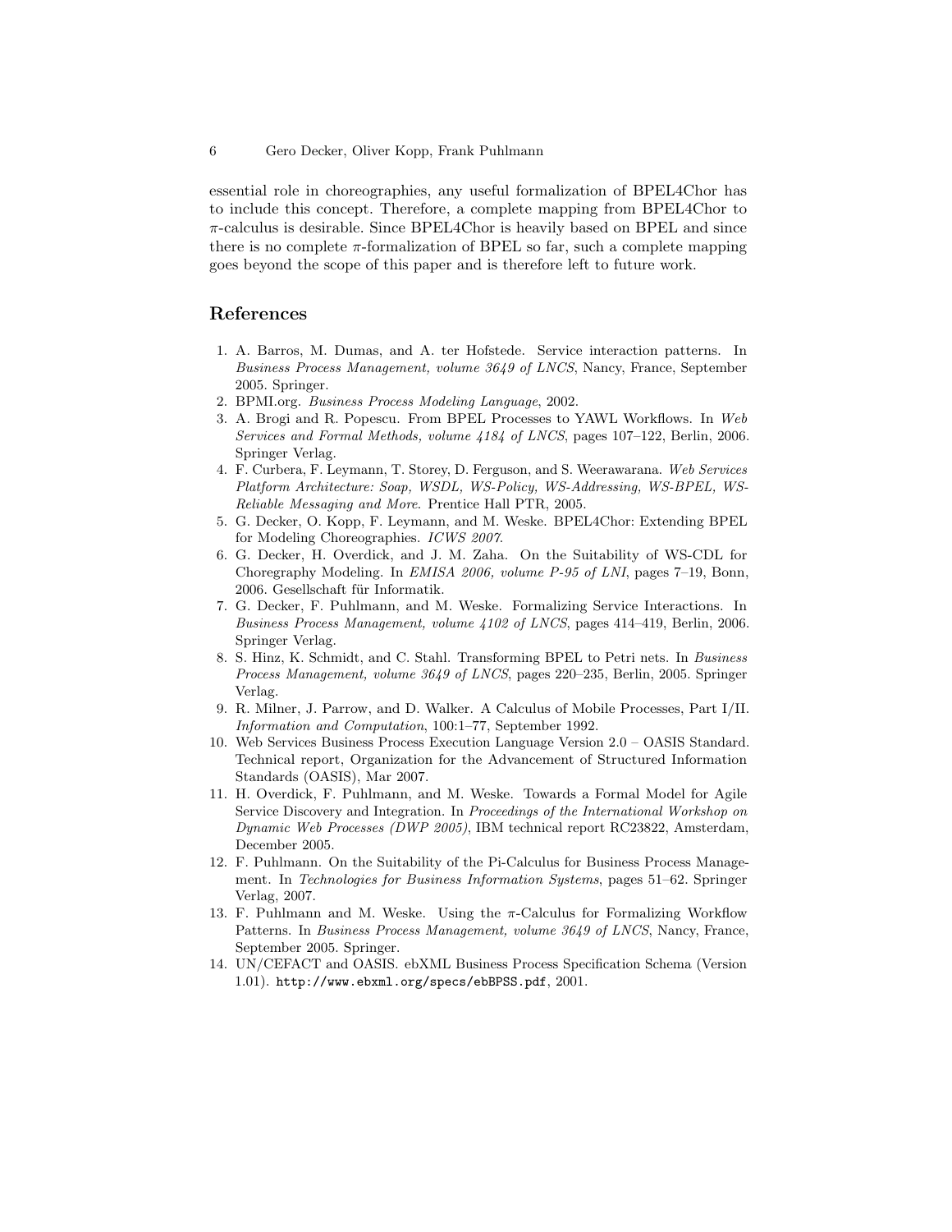essential role in choreographies, any useful formalization of BPEL4Chor has to include this concept. Therefore, a complete mapping from BPEL4Chor to $\pi$-calculus is desirable. Since BPEL4Chor is heavily based on BPEL and since there is no complete $\pi$-formalization of BPEL so far, such a complete mapping goes beyond the scope of this paper and is therefore left to future work.

## References

1. A. Barros, M. Dumas, and A. ter Hofstede. Service interaction patterns. In *Business Process Management, volume 3649 of LNCS*, Nancy, France, September 2005. Springer.
2. BPMI.org. *Business Process Modeling Language*, 2002.
3. A. Brogi and R. Popescu. From BPEL Processes to YAWL Workflows. In *Web Services and Formal Methods, volume 4184 of LNCS*, pages 107–122, Berlin, 2006. Springer Verlag.
4. F. Curbera, F. Leymann, T. Storey, D. Ferguson, and S. Weerawarana. *Web Services Platform Architecture: Soap, WSDL, WS-Policy, WS-Addressing, WS-BPEL, WS-Reliable Messaging and More*. Prentice Hall PTR, 2005.
5. G. Decker, O. Kopp, F. Leymann, and M. Weske. BPEL4Chor: Extending BPEL for Modeling Choreographies. *ICWS 2007*.
6. G. Decker, H. Overdick, and J. M. Zaha. On the Suitability of WS-CDL for Choregraphy Modeling. In *EMISA 2006, volume P-95 of LNI*, pages 7–19, Bonn, 2006. Gesellschaft für Informatik.
7. G. Decker, F. Puhlmann, and M. Weske. Formalizing Service Interactions. In *Business Process Management, volume 4102 of LNCS*, pages 414–419, Berlin, 2006. Springer Verlag.
8. S. Hinz, K. Schmidt, and C. Stahl. Transforming BPEL to Petri nets. In *Business Process Management, volume 3649 of LNCS*, pages 220–235, Berlin, 2005. Springer Verlag.
9. R. Milner, J. Parrow, and D. Walker. A Calculus of Mobile Processes, Part I/II. *Information and Computation*, 100:1–77, September 1992.
10. Web Services Business Process Execution Language Version 2.0 – OASIS Standard. Technical report, Organization for the Advancement of Structured Information Standards (OASIS), Mar 2007.
11. H. Overdick, F. Puhlmann, and M. Weske. Towards a Formal Model for Agile Service Discovery and Integration. In *Proceedings of the International Workshop on Dynamic Web Processes (DWP 2005)*, IBM technical report RC23822, Amsterdam, December 2005.
12. F. Puhlmann. On the Suitability of the Pi-Calculus for Business Process Management. In *Technologies for Business Information Systems*, pages 51–62. Springer Verlag, 2007.
13. F. Puhlmann and M. Weske. Using the $\pi$-Calculus for Formalizing Workflow Patterns. In *Business Process Management, volume 3649 of LNCS*, Nancy, France, September 2005. Springer.
14. UN/CEFACT and OASIS. ebXML Business Process Specification Schema (Version 1.01). `http://www.ebxml.org/specs/ebBPSS.pdf`, 2001.